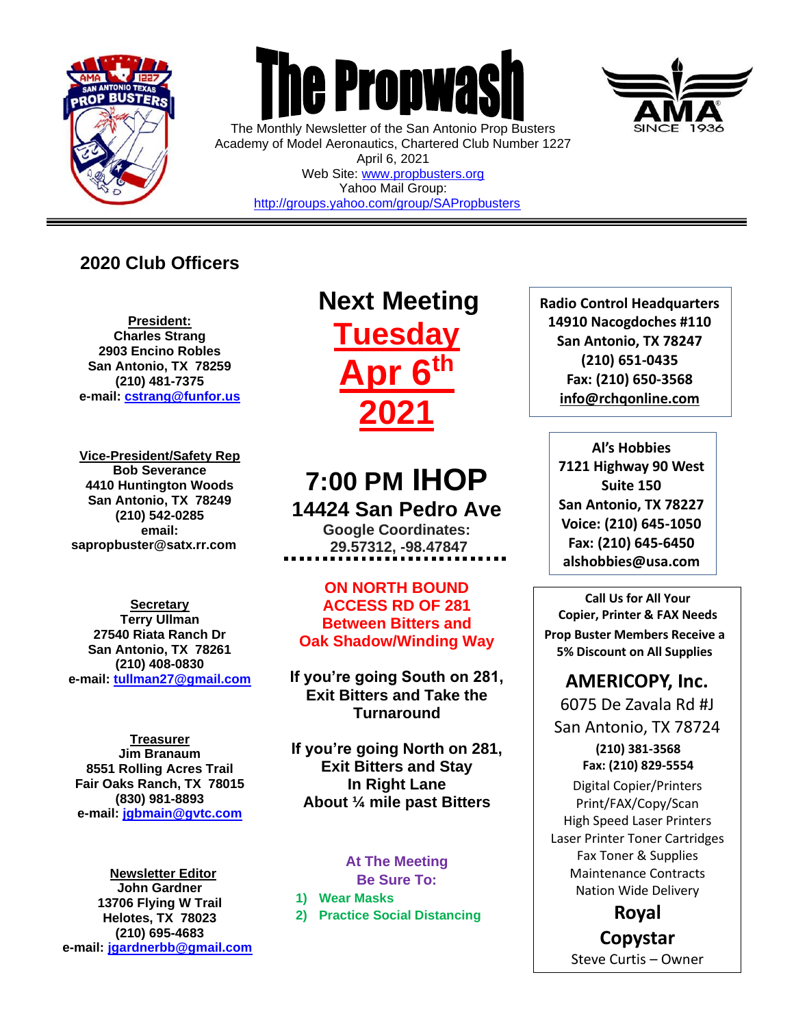# The Propwash

The Monthly Newsletter of the San Antonio Prop Busters
Academy of Model Aeronautics, Chartered Club Number 1227
April 6, 2021
Web Site: www.propbusters.org
Yahoo Mail Group:
http://groups.yahoo.com/group/SAPropbusters

---

## 2020 Club Officers

**President:**
**Charles Strang**
**2903 Encino Robles**
**San Antonio, TX 78259**
**(210) 481-7375**
**e-mail: cstrang@funfor.us**

**Vice-President/Safety Rep**
**Bob Severance**
**4410 Huntington Woods**
**San Antonio, TX 78249**
**(210) 542-0285**
**email:**
**sapropbuster@satx.rr.com**

**Secretary**
**Terry Ullman**
**27540 Riata Ranch Dr**
**San Antonio, TX 78261**
**(210) 408-0830**
**e-mail: tullman27@gmail.com**

**Treasurer**
**Jim Branaum**
**8551 Rolling Acres Trail**
**Fair Oaks Ranch, TX 78015**
**(830) 981-8893**
**e-mail: jgbmain@gvtc.com**

**Newsletter Editor**
**John Gardner**
**13706 Flying W Trail**
**Helotes, TX 78023**
**(210) 695-4683**
**e-mail: jgardnerbb@gmail.com**

## Next Meeting

## Tuesday Apr 6th 2021

## 7:00 PM IHOP

### 14424 San Pedro Ave

**Google Coordinates:**
**29.57312, -98.47847**

**ON NORTH BOUND ACCESS RD OF 281 Between Bitters and Oak Shadow/Winding Way**

**If you're going South on 281, Exit Bitters and Take the Turnaround**

**If you're going North on 281, Exit Bitters and Stay In Right Lane About ¼ mile past Bitters**

**At The Meeting Be Sure To:**

1) **Wear Masks**
2) **Practice Social Distancing**

---

**Radio Control Headquarters**
**14910 Nacogdoches #110**
**San Antonio, TX 78247**
**(210) 651-0435**
**Fax: (210) 650-3568**
**info@rchqonline.com**

---

**Al's Hobbies**
**7121 Highway 90 West**
**Suite 150**
**San Antonio, TX 78227**
**Voice: (210) 645-1050**
**Fax: (210) 645-6450**
**alshobbies@usa.com**

---

**Call Us for All Your Copier, Printer & FAX Needs**
**Prop Buster Members Receive a 5% Discount on All Supplies**

**AMERICOPY, Inc.**
6075 De Zavala Rd #J
San Antonio, TX 78724
**(210) 381-3568**
**Fax: (210) 829-5554**
Digital Copier/Printers
Print/FAX/Copy/Scan
High Speed Laser Printers
Laser Printer Toner Cartridges
Fax Toner & Supplies
Maintenance Contracts
Nation Wide Delivery

**Royal Copystar**
Steve Curtis – Owner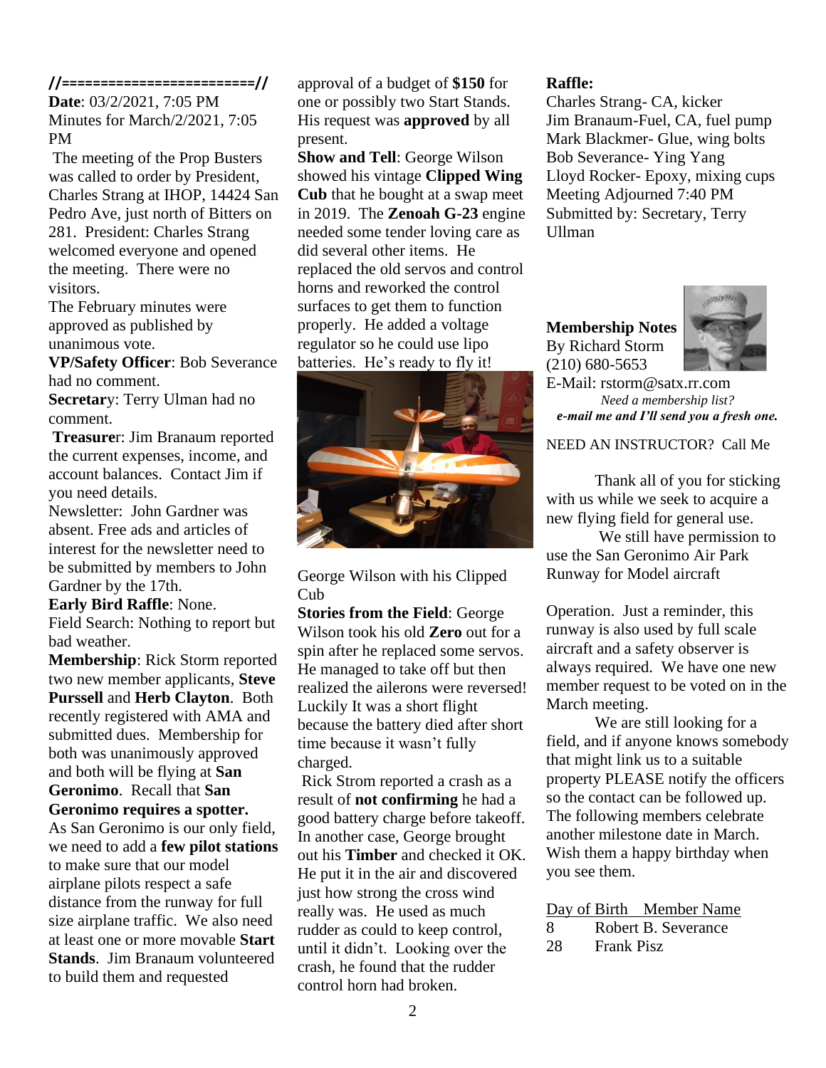**//========================//**

**Date**: 03/2/2021, 7:05 PM
Minutes for March/2/2021, 7:05 PM

The meeting of the Prop Busters was called to order by President, Charles Strang at IHOP, 14424 San Pedro Ave, just north of Bitters on 281. President: Charles Strang welcomed everyone and opened the meeting. There were no visitors.

The February minutes were approved as published by unanimous vote.

**VP/Safety Officer**: Bob Severance had no comment.

**Secretary**: Terry Ulman had no comment.

**Treasure**r: Jim Branaum reported the current expenses, income, and account balances. Contact Jim if you need details.

Newsletter: John Gardner was absent. Free ads and articles of interest for the newsletter need to be submitted by members to John Gardner by the 17th.

**Early Bird Raffle**: None.

Field Search: Nothing to report but bad weather.

**Membership**: Rick Storm reported two new member applicants, **Steve Purssell** and **Herb Clayton**. Both recently registered with AMA and submitted dues. Membership for both was unanimously approved and both will be flying at **San Geronimo**. Recall that **San Geronimo requires a spotter.** As San Geronimo is our only field, we need to add a **few pilot stations** to make sure that our model airplane pilots respect a safe distance from the runway for full size airplane traffic. We also need at least one or more movable **Start Stands**. Jim Branaum volunteered to build them and requested approval of a budget of **$150** for one or possibly two Start Stands. His request was **approved** by all present.

**Show and Tell**: George Wilson showed his vintage **Clipped Wing Cub** that he bought at a swap meet in 2019. The **Zenoah G-23** engine needed some tender loving care as did several other items. He replaced the old servos and control horns and reworked the control surfaces to get them to function properly. He added a voltage regulator so he could use lipo batteries. He's ready to fly it!

George Wilson with his Clipped Cub

**Stories from the Field**: George Wilson took his old **Zero** out for a spin after he replaced some servos. He managed to take off but then realized the ailerons were reversed! Luckily It was a short flight because the battery died after short time because it wasn't fully charged.

Rick Strom reported a crash as a result of **not confirming** he had a good battery charge before takeoff. In another case, George brought out his **Timber** and checked it OK. He put it in the air and discovered just how strong the cross wind really was. He used as much rudder as could to keep control, until it didn't. Looking over the crash, he found that the rudder control horn had broken.

**Raffle:**
Charles Strang- CA, kicker
Jim Branaum-Fuel, CA, fuel pump
Mark Blackmer- Glue, wing bolts
Bob Severance- Ying Yang
Lloyd Rocker- Epoxy, mixing cups
Meeting Adjourned 7:40 PM
Submitted by: Secretary, Terry Ullman

**Membership Notes**
By Richard Storm
(210) 680-5653
E-Mail: rstorm@satx.rr.com

*Need a membership list?*
***e-mail me and I'll send you a fresh one.***

NEED AN INSTRUCTOR? Call Me

Thank all of you for sticking with us while we seek to acquire a new flying field for general use.

We still have permission to use the San Geronimo Air Park Runway for Model aircraft Operation. Just a reminder, this runway is also used by full scale aircraft and a safety observer is always required. We have one new member request to be voted on in the March meeting.

We are still looking for a field, and if anyone knows somebody that might link us to a suitable property PLEASE notify the officers so the contact can be followed up. The following members celebrate another milestone date in March. Wish them a happy birthday when you see them.

| Day of Birth | Member Name |
|---|---|
| 8 | Robert B. Severance |
| 28 | Frank Pisz |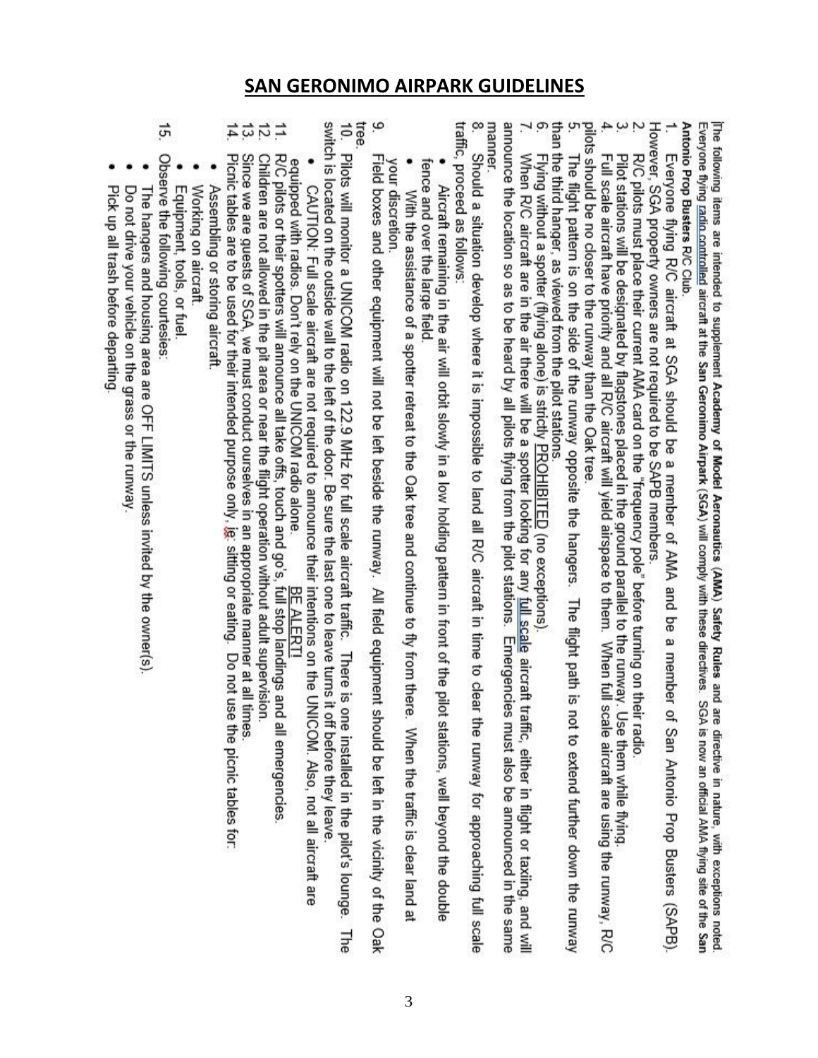## SAN GERONIMO AIRPARK GUIDELINES

The following items are intended to supplement **Academy of Model Aeronautics (AMA) Safety Rules** and are directive in nature, with exceptions noted. Everyone flying radio controlled aircraft at the **San Geronimo Airpark (SGA)** will comply with these directives. SGA is now an official AMA flying site of the **San Antonio Prop Busters R/C Club.**

1. Everyone flying R/C aircraft at SGA should be a member of AMA and be a member of San Antonio Prop Busters (SAPB). However, SGA property owners are not required to be SAPB members.
2. R/C pilots must place their current AMA card on the "frequency pole" before turning on their radio.
3. Pilot stations will be designated by flagstones placed in the ground parallel to the runway. Use them while flying.
4. Full scale aircraft have priority and all R/C aircraft will yield airspace to them. When full scale aircraft are using the runway, R/C pilots should be no closer to the runway than the Oak tree.
5. The flight pattern is on the side of the runway opposite the hangers. The flight path is not to extend further down the runway than the third hanger, as viewed from the pilot stations.
6. Flying without a spotter (flying alone) is strictly PROHIBITED (no exceptions).
7. When R/C aircraft are in the air there will be a spotter looking for any full scale aircraft traffic, either in flight or taxiing, and will announce the location so as to be heard by all pilots flying from the pilot stations. Emergencies must also be announced in the same manner.
8. Should a situation develop where it is impossible to land all R/C aircraft in time to clear the runway for approaching full scale traffic, proceed as follows:
   - Aircraft remaining in the air will orbit slowly in a low holding pattern in front of the pilot stations, well beyond the double fence and over the large field.
   - With the assistance of a spotter retreat to the Oak tree and continue to fly from there. When the traffic is clear land at your discretion.
9. Field boxes and other equipment will not be left beside the runway. All field equipment should be left in the vicinity of the Oak tree.
10. Pilots will monitor a UNICOM radio on 122.9 MHz for full scale aircraft traffic. There is one installed in the pilot's lounge. The switch is located on the outside wall to the left of the door. Be sure the last one to leave turns it off before they leave.
    - CAUTION: Full scale aircraft are not required to announce their intentions on the UNICOM. Also, not all aircraft are equipped with radios. Don't rely on the UNICOM radio alone. BE ALERT!
11. R/C pilots or their spotters will announce all take offs, touch and go's, full stop landings and all emergencies.
12. Children are not allowed in the pit area or near the flight operation without adult supervision.
13. Since we are guests of SGA, we must conduct ourselves in an appropriate manner at all times.
14. Picnic tables are to be used for their intended purpose only, ie: sitting or eating. Do not use the picnic tables for:
    - Assembling or storing aircraft.
    - Working on aircraft.
    - Equipment, tools, or fuel.
15. Observe the following courtesies:
    - The hangers and housing area are OFF LIMITS unless invited by the owner(s).
    - Do not drive your vehicle on the grass or the runway.
    - Pick up all trash before departing.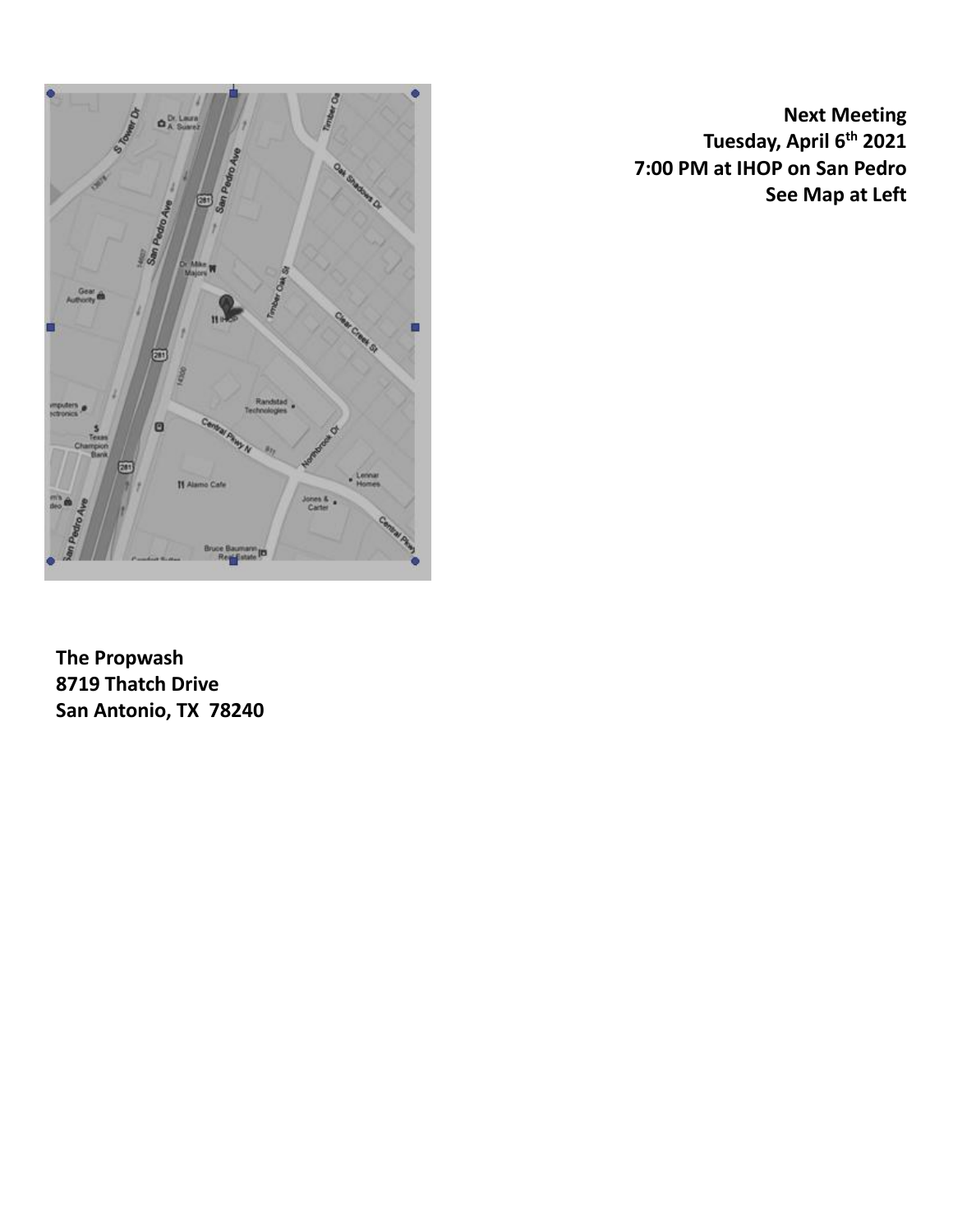**Next Meeting**
**Tuesday, April 6th 2021**
**7:00 PM at IHOP on San Pedro**
**See Map at Left**

**The Propwash**
**8719 Thatch Drive**
**San Antonio, TX 78240**